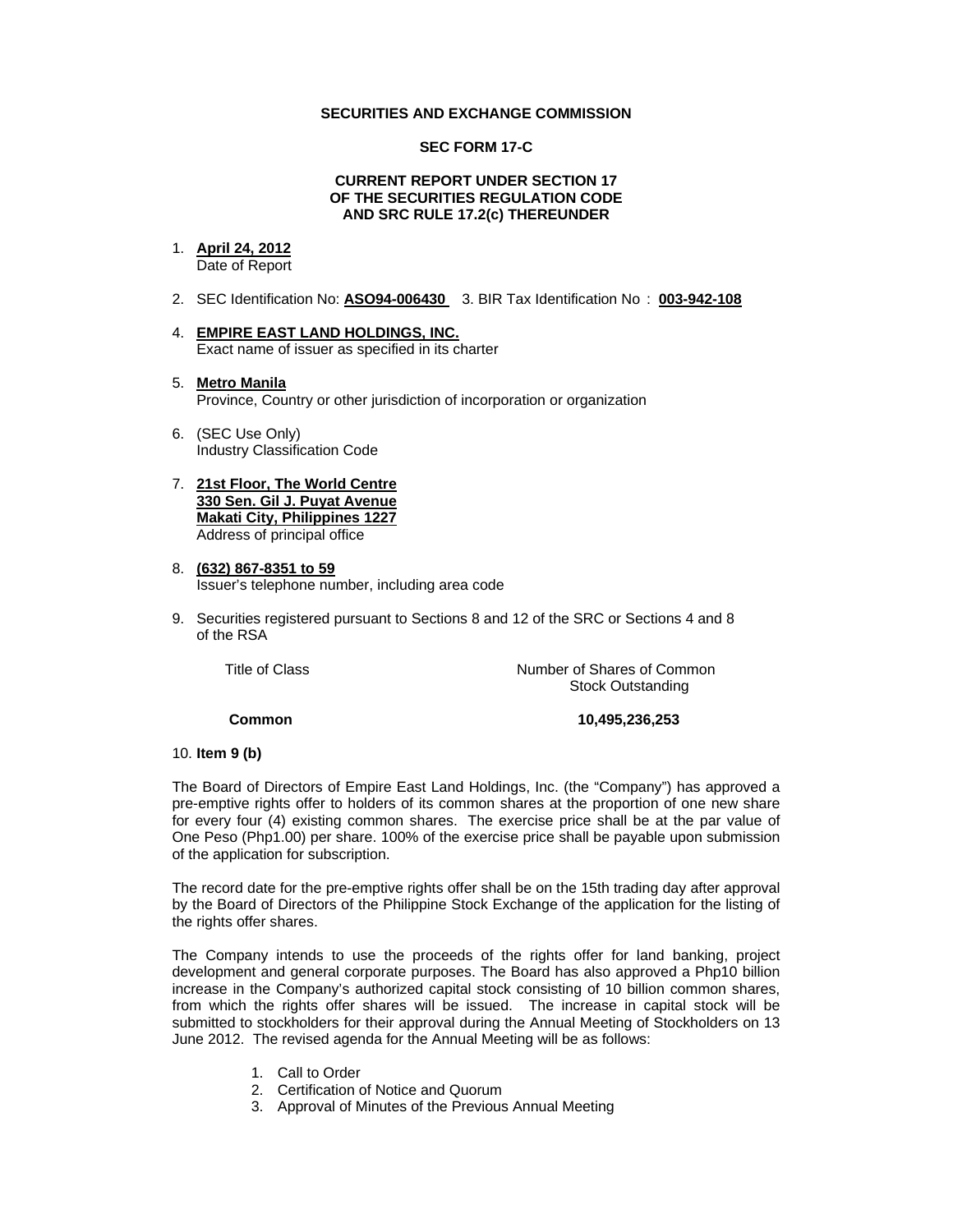**SECURITIES AND EXCHANGE COMMISSION**

**SEC FORM 17-C**

**CURRENT REPORT UNDER SECTION 17
OF THE SECURITIES REGULATION CODE
AND SRC RULE 17.2(c) THEREUNDER**

1. **April 24, 2012**
   Date of Report

2. SEC Identification No: **ASO94-006430** 3. BIR Tax Identification No : **003-942-108**

4. **EMPIRE EAST LAND HOLDINGS, INC.**
   Exact name of issuer as specified in its charter

5. **Metro Manila**
   Province, Country or other jurisdiction of incorporation or organization

6. (SEC Use Only)
   Industry Classification Code

7. **21st Floor, The World Centre**
   **330 Sen. Gil J. Puyat Avenue**
   **Makati City, Philippines 1227**
   Address of principal office

8. **(632) 867-8351 to 59**
   Issuer's telephone number, including area code

9. Securities registered pursuant to Sections 8 and 12 of the SRC or Sections 4 and 8 of the RSA

| Title of Class | Number of Shares of Common Stock Outstanding |
|---|---|
| **Common** | **10,495,236,253** |

10. **Item 9 (b)**

The Board of Directors of Empire East Land Holdings, Inc. (the "Company") has approved a pre-emptive rights offer to holders of its common shares at the proportion of one new share for every four (4) existing common shares. The exercise price shall be at the par value of One Peso (Php1.00) per share. 100% of the exercise price shall be payable upon submission of the application for subscription.

The record date for the pre-emptive rights offer shall be on the 15th trading day after approval by the Board of Directors of the Philippine Stock Exchange of the application for the listing of the rights offer shares.

The Company intends to use the proceeds of the rights offer for land banking, project development and general corporate purposes. The Board has also approved a Php10 billion increase in the Company's authorized capital stock consisting of 10 billion common shares, from which the rights offer shares will be issued. The increase in capital stock will be submitted to stockholders for their approval during the Annual Meeting of Stockholders on 13 June 2012. The revised agenda for the Annual Meeting will be as follows:

1. Call to Order
2. Certification of Notice and Quorum
3. Approval of Minutes of the Previous Annual Meeting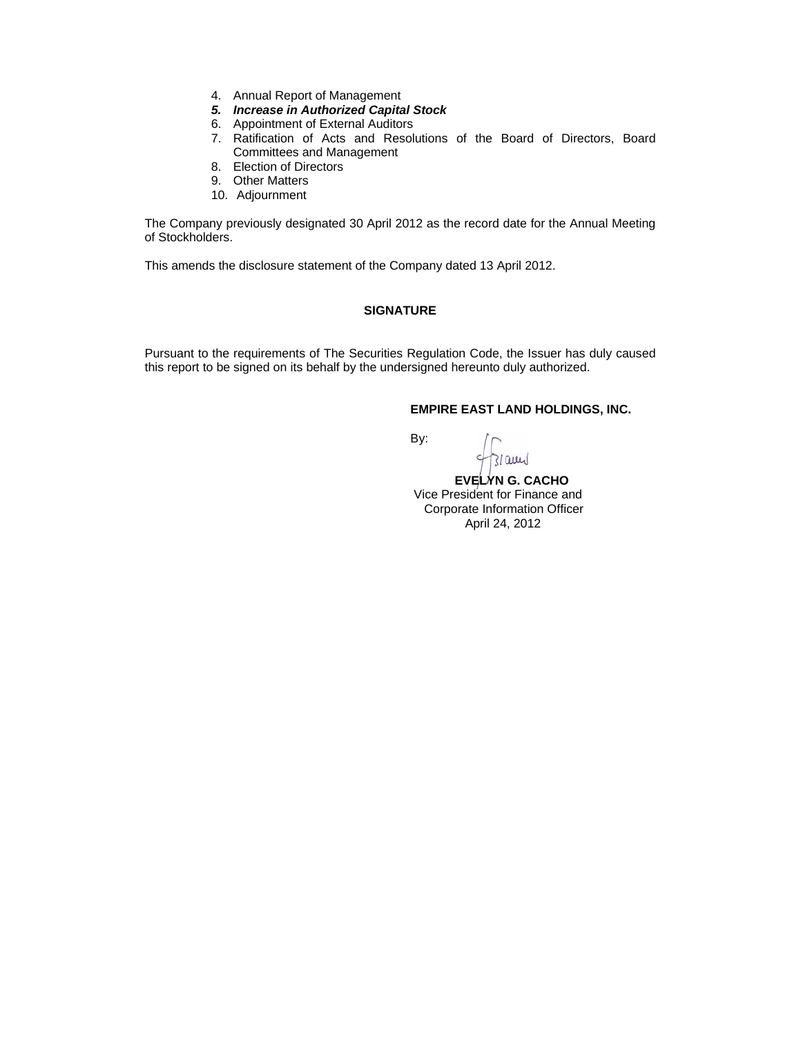4. Annual Report of Management
5. ***Increase in Authorized Capital Stock***
6. Appointment of External Auditors
7. Ratification of Acts and Resolutions of the Board of Directors, Board Committees and Management
8. Election of Directors
9. Other Matters
10. Adjournment

The Company previously designated 30 April 2012 as the record date for the Annual Meeting of Stockholders.

This amends the disclosure statement of the Company dated 13 April 2012.

**SIGNATURE**

Pursuant to the requirements of The Securities Regulation Code, the Issuer has duly caused this report to be signed on its behalf by the undersigned hereunto duly authorized.

**EMPIRE EAST LAND HOLDINGS, INC.**

By:

**EVELYN G. CACHO**
Vice President for Finance and
Corporate Information Officer
April 24, 2012